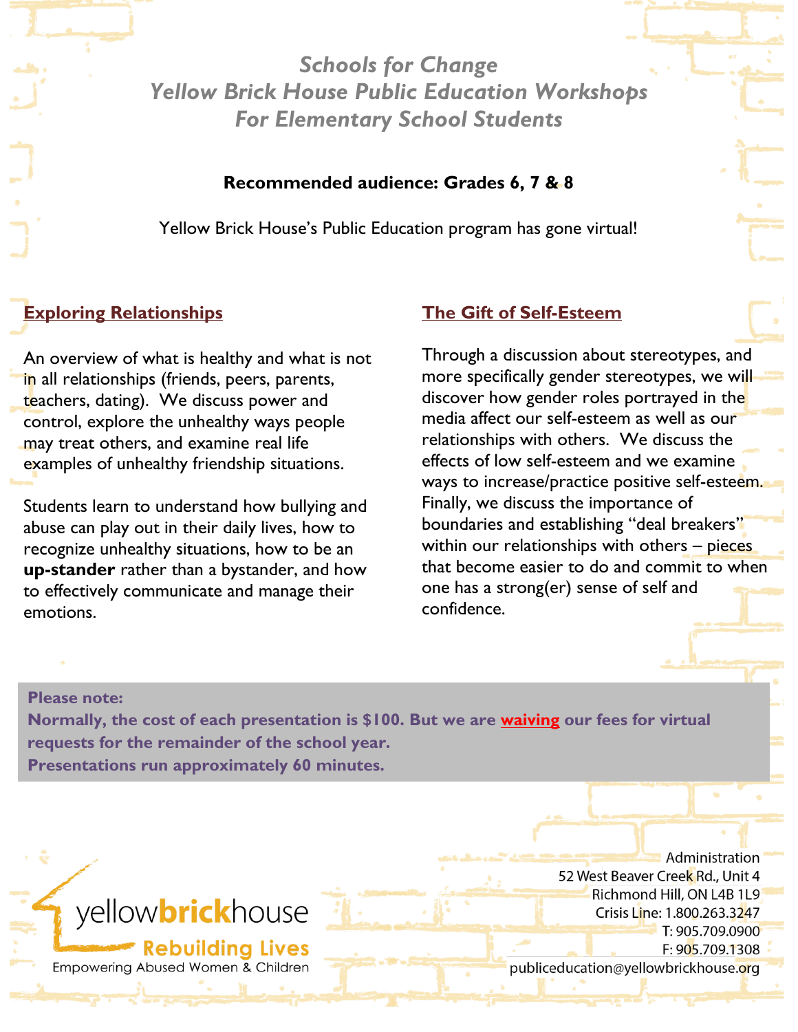# *Schools for Change*
# *Yellow Brick House Public Education Workshops*
# *For Elementary School Students*

**Recommended audience: Grades 6, 7 & 8**

Yellow Brick House's Public Education program has gone virtual!

## Exploring Relationships

An overview of what is healthy and what is not in all relationships (friends, peers, parents, teachers, dating). We discuss power and control, explore the unhealthy ways people may treat others, and examine real life examples of unhealthy friendship situations.

Students learn to understand how bullying and abuse can play out in their daily lives, how to recognize unhealthy situations, how to be an **up-stander** rather than a bystander, and how to effectively communicate and manage their emotions.

## The Gift of Self-Esteem

Through a discussion about stereotypes, and more specifically gender stereotypes, we will discover how gender roles portrayed in the media affect our self-esteem as well as our relationships with others. We discuss the effects of low self-esteem and we examine ways to increase/practice positive self-esteem. Finally, we discuss the importance of boundaries and establishing "deal breakers" within our relationships with others – pieces that become easier to do and commit to when one has a strong(er) sense of self and confidence.

**Please note:**
**Normally, the cost of each presentation is $100. But we are waiving our fees for virtual requests for the remainder of the school year.**
**Presentations run approximately 60 minutes.**

yellowbrickhouse
**Rebuilding Lives**
Empowering Abused Women & Children

Administration
52 West Beaver Creek Rd., Unit 4
Richmond Hill, ON L4B 1L9
Crisis Line: 1.800.263.3247
T: 905.709.0900
F: 905.709.1308
publiceducation@yellowbrickhouse.org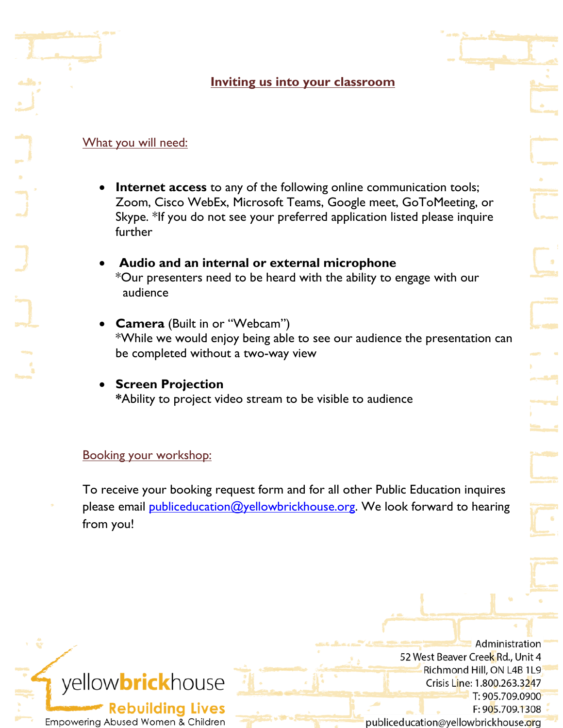## Inviting us into your classroom

### What you will need:

- **Internet access** to any of the following online communication tools; Zoom, Cisco WebEx, Microsoft Teams, Google meet, GoToMeeting, or Skype. *If you do not see your preferred application listed please inquire further
- **Audio and an internal or external microphone**
  *Our presenters need to be heard with the ability to engage with our audience
- **Camera** (Built in or "Webcam")
  *While we would enjoy being able to see our audience the presentation can be completed without a two-way view
- **Screen Projection**
  *Ability to project video stream to be visible to audience

### Booking your workshop:

To receive your booking request form and for all other Public Education inquires please email publiceducation@yellowbrickhouse.org. We look forward to hearing from you!

yellowbrickhouse
Rebuilding Lives
Empowering Abused Women & Children

Administration
52 West Beaver Creek Rd., Unit 4
Richmond Hill, ON L4B 1L9
Crisis Line: 1.800.263.3247
T: 905.709.0900
F: 905.709.1308
publiceducation@yellowbrickhouse.org